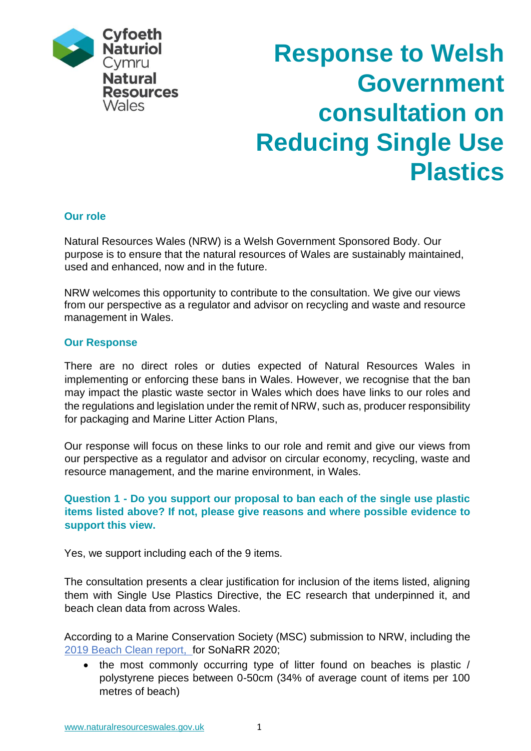Cyfoeth Naturiol Cymru
Natural Resources Wales

# Response to Welsh Government consultation on Reducing Single Use Plastics

## Our role

Natural Resources Wales (NRW) is a Welsh Government Sponsored Body. Our purpose is to ensure that the natural resources of Wales are sustainably maintained, used and enhanced, now and in the future.

NRW welcomes this opportunity to contribute to the consultation. We give our views from our perspective as a regulator and advisor on recycling and waste and resource management in Wales.

## Our Response

There are no direct roles or duties expected of Natural Resources Wales in implementing or enforcing these bans in Wales. However, we recognise that the ban may impact the plastic waste sector in Wales which does have links to our roles and the regulations and legislation under the remit of NRW, such as, producer responsibility for packaging and Marine Litter Action Plans,

Our response will focus on these links to our role and remit and give our views from our perspective as a regulator and advisor on circular economy, recycling, waste and resource management, and the marine environment, in Wales.

### Question 1 - Do you support our proposal to ban each of the single use plastic items listed above? If not, please give reasons and where possible evidence to support this view.

Yes, we support including each of the 9 items.

The consultation presents a clear justification for inclusion of the items listed, aligning them with Single Use Plastics Directive, the EC research that underpinned it, and beach clean data from across Wales.

According to a Marine Conservation Society (MSC) submission to NRW, including the 2019 Beach Clean report, for SoNaRR 2020;

- the most commonly occurring type of litter found on beaches is plastic / polystyrene pieces between 0-50cm (34% of average count of items per 100 metres of beach)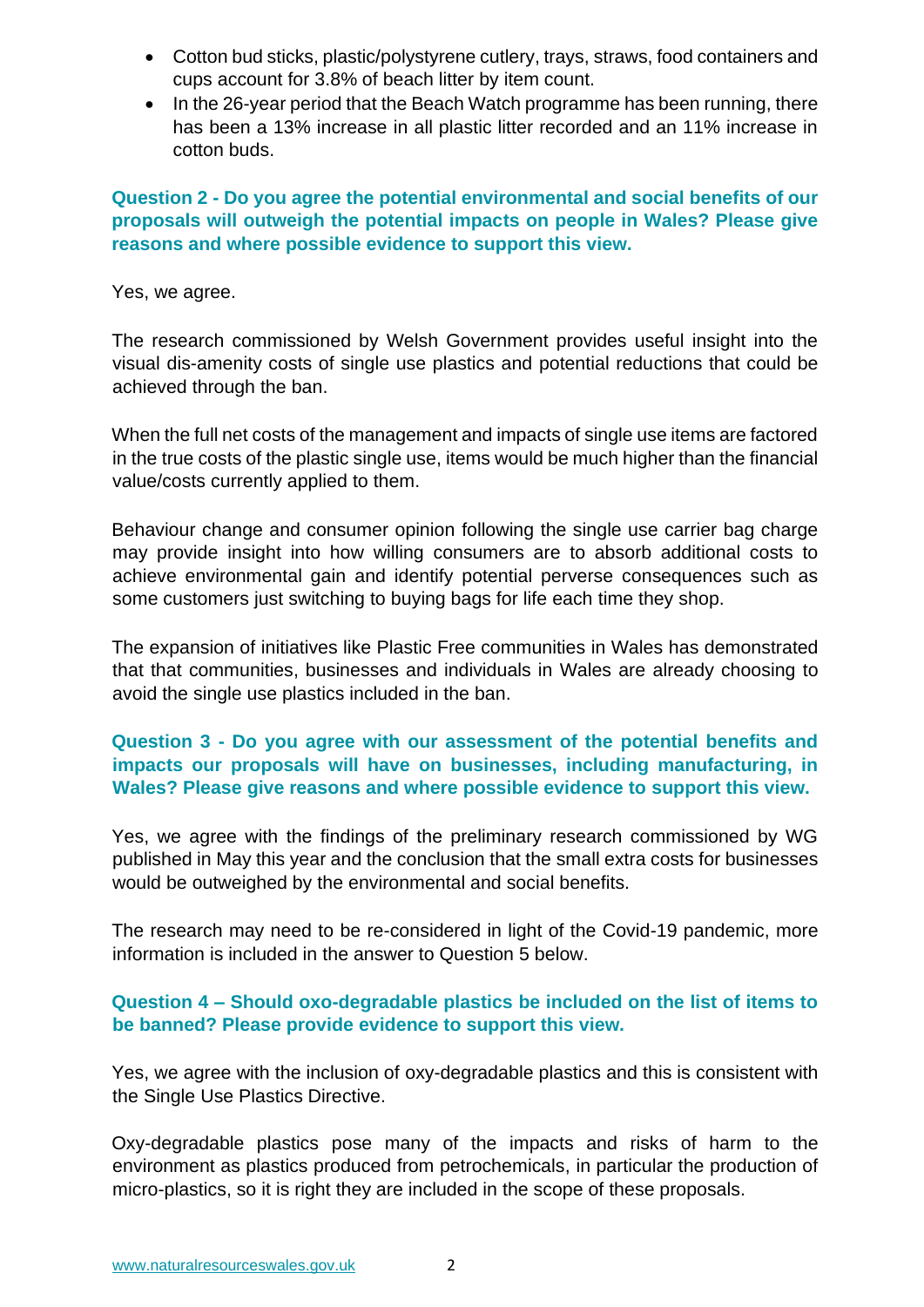- Cotton bud sticks, plastic/polystyrene cutlery, trays, straws, food containers and cups account for 3.8% of beach litter by item count.
- In the 26-year period that the Beach Watch programme has been running, there has been a 13% increase in all plastic litter recorded and an 11% increase in cotton buds.

**Question 2 - Do you agree the potential environmental and social benefits of our proposals will outweigh the potential impacts on people in Wales? Please give reasons and where possible evidence to support this view.**

Yes, we agree.

The research commissioned by Welsh Government provides useful insight into the visual dis-amenity costs of single use plastics and potential reductions that could be achieved through the ban.

When the full net costs of the management and impacts of single use items are factored in the true costs of the plastic single use, items would be much higher than the financial value/costs currently applied to them.

Behaviour change and consumer opinion following the single use carrier bag charge may provide insight into how willing consumers are to absorb additional costs to achieve environmental gain and identify potential perverse consequences such as some customers just switching to buying bags for life each time they shop.

The expansion of initiatives like Plastic Free communities in Wales has demonstrated that that communities, businesses and individuals in Wales are already choosing to avoid the single use plastics included in the ban.

**Question 3 - Do you agree with our assessment of the potential benefits and impacts our proposals will have on businesses, including manufacturing, in Wales? Please give reasons and where possible evidence to support this view.**

Yes, we agree with the findings of the preliminary research commissioned by WG published in May this year and the conclusion that the small extra costs for businesses would be outweighed by the environmental and social benefits.

The research may need to be re-considered in light of the Covid-19 pandemic, more information is included in the answer to Question 5 below.

**Question 4 – Should oxo-degradable plastics be included on the list of items to be banned? Please provide evidence to support this view.**

Yes, we agree with the inclusion of oxy-degradable plastics and this is consistent with the Single Use Plastics Directive.

Oxy-degradable plastics pose many of the impacts and risks of harm to the environment as plastics produced from petrochemicals, in particular the production of micro-plastics, so it is right they are included in the scope of these proposals.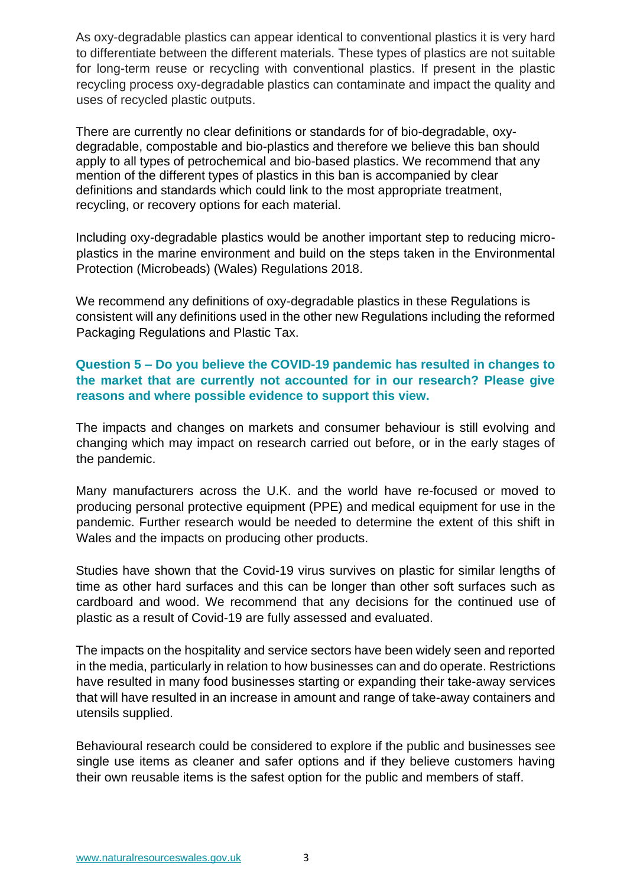As oxy-degradable plastics can appear identical to conventional plastics it is very hard to differentiate between the different materials. These types of plastics are not suitable for long-term reuse or recycling with conventional plastics. If present in the plastic recycling process oxy-degradable plastics can contaminate and impact the quality and uses of recycled plastic outputs.

There are currently no clear definitions or standards for of bio-degradable, oxy-degradable, compostable and bio-plastics and therefore we believe this ban should apply to all types of petrochemical and bio-based plastics. We recommend that any mention of the different types of plastics in this ban is accompanied by clear definitions and standards which could link to the most appropriate treatment, recycling, or recovery options for each material.

Including oxy-degradable plastics would be another important step to reducing micro-plastics in the marine environment and build on the steps taken in the Environmental Protection (Microbeads) (Wales) Regulations 2018.

We recommend any definitions of oxy-degradable plastics in these Regulations is consistent will any definitions used in the other new Regulations including the reformed Packaging Regulations and Plastic Tax.

**Question 5 – Do you believe the COVID-19 pandemic has resulted in changes to the market that are currently not accounted for in our research? Please give reasons and where possible evidence to support this view.**

The impacts and changes on markets and consumer behaviour is still evolving and changing which may impact on research carried out before, or in the early stages of the pandemic.

Many manufacturers across the U.K. and the world have re-focused or moved to producing personal protective equipment (PPE) and medical equipment for use in the pandemic. Further research would be needed to determine the extent of this shift in Wales and the impacts on producing other products.

Studies have shown that the Covid-19 virus survives on plastic for similar lengths of time as other hard surfaces and this can be longer than other soft surfaces such as cardboard and wood. We recommend that any decisions for the continued use of plastic as a result of Covid-19 are fully assessed and evaluated.

The impacts on the hospitality and service sectors have been widely seen and reported in the media, particularly in relation to how businesses can and do operate. Restrictions have resulted in many food businesses starting or expanding their take-away services that will have resulted in an increase in amount and range of take-away containers and utensils supplied.

Behavioural research could be considered to explore if the public and businesses see single use items as cleaner and safer options and if they believe customers having their own reusable items is the safest option for the public and members of staff.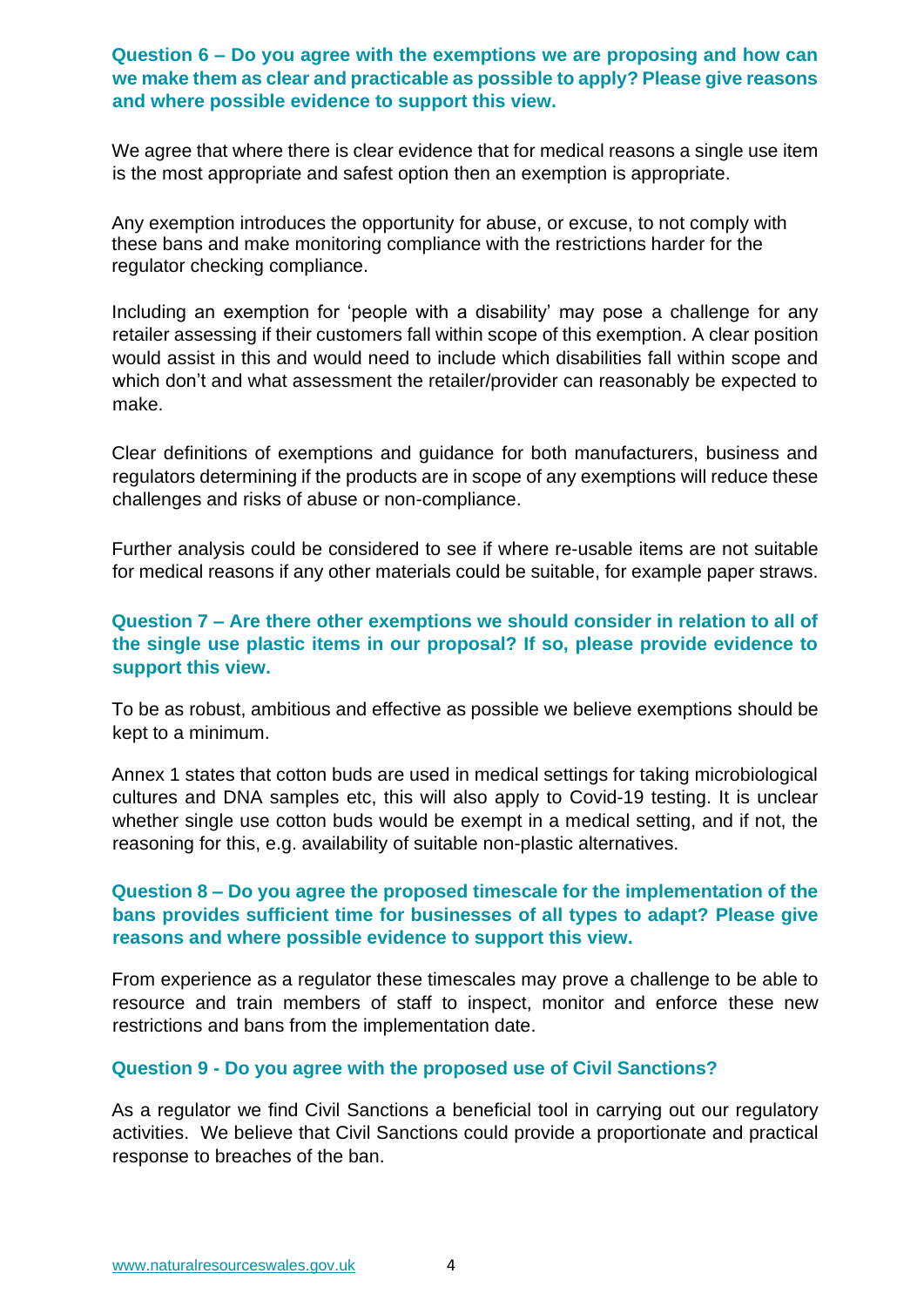### Question 6 – Do you agree with the exemptions we are proposing and how can we make them as clear and practicable as possible to apply? Please give reasons and where possible evidence to support this view.

We agree that where there is clear evidence that for medical reasons a single use item is the most appropriate and safest option then an exemption is appropriate.

Any exemption introduces the opportunity for abuse, or excuse, to not comply with these bans and make monitoring compliance with the restrictions harder for the regulator checking compliance.

Including an exemption for 'people with a disability' may pose a challenge for any retailer assessing if their customers fall within scope of this exemption. A clear position would assist in this and would need to include which disabilities fall within scope and which don't and what assessment the retailer/provider can reasonably be expected to make.

Clear definitions of exemptions and guidance for both manufacturers, business and regulators determining if the products are in scope of any exemptions will reduce these challenges and risks of abuse or non-compliance.

Further analysis could be considered to see if where re-usable items are not suitable for medical reasons if any other materials could be suitable, for example paper straws.

### Question 7 – Are there other exemptions we should consider in relation to all of the single use plastic items in our proposal? If so, please provide evidence to support this view.

To be as robust, ambitious and effective as possible we believe exemptions should be kept to a minimum.

Annex 1 states that cotton buds are used in medical settings for taking microbiological cultures and DNA samples etc, this will also apply to Covid-19 testing. It is unclear whether single use cotton buds would be exempt in a medical setting, and if not, the reasoning for this, e.g. availability of suitable non-plastic alternatives.

### Question 8 – Do you agree the proposed timescale for the implementation of the bans provides sufficient time for businesses of all types to adapt? Please give reasons and where possible evidence to support this view.

From experience as a regulator these timescales may prove a challenge to be able to resource and train members of staff to inspect, monitor and enforce these new restrictions and bans from the implementation date.

### Question 9 - Do you agree with the proposed use of Civil Sanctions?

As a regulator we find Civil Sanctions a beneficial tool in carrying out our regulatory activities. We believe that Civil Sanctions could provide a proportionate and practical response to breaches of the ban.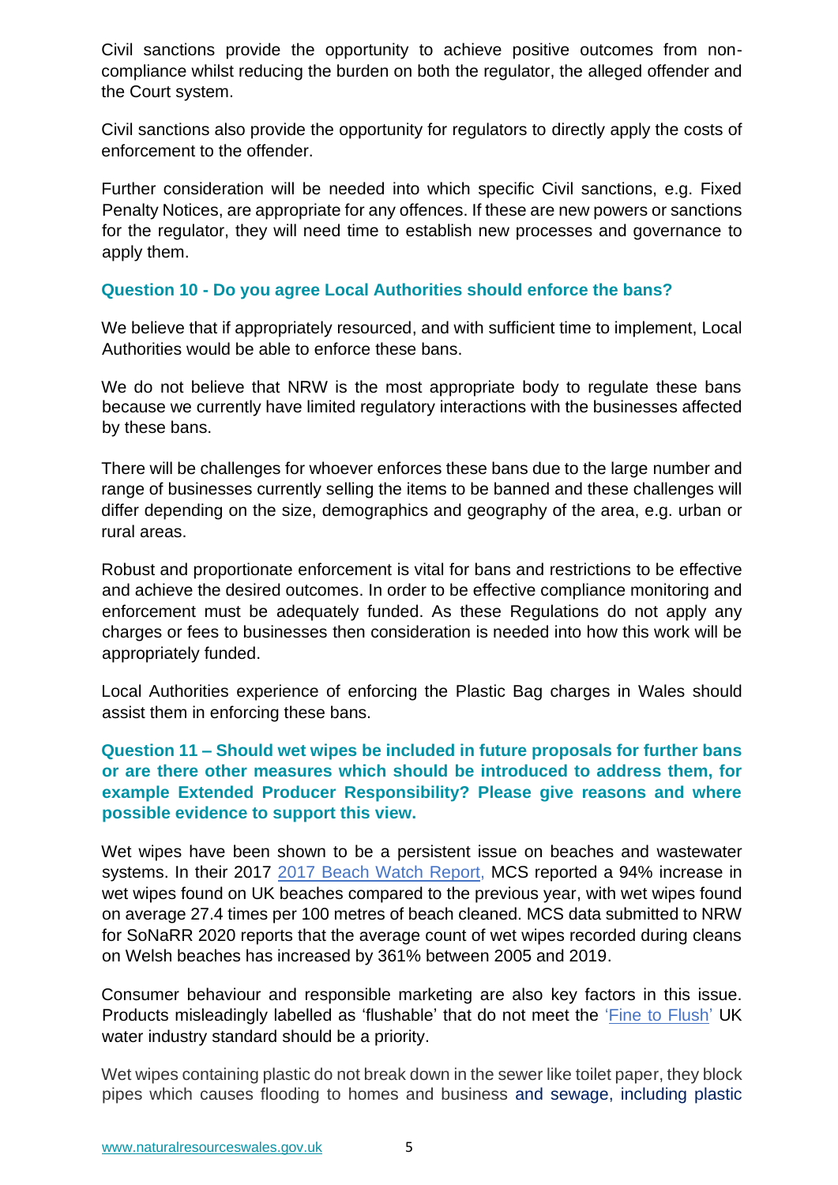Civil sanctions provide the opportunity to achieve positive outcomes from non-compliance whilst reducing the burden on both the regulator, the alleged offender and the Court system.

Civil sanctions also provide the opportunity for regulators to directly apply the costs of enforcement to the offender.

Further consideration will be needed into which specific Civil sanctions, e.g. Fixed Penalty Notices, are appropriate for any offences. If these are new powers or sanctions for the regulator, they will need time to establish new processes and governance to apply them.

### Question 10 - Do you agree Local Authorities should enforce the bans?

We believe that if appropriately resourced, and with sufficient time to implement, Local Authorities would be able to enforce these bans.

We do not believe that NRW is the most appropriate body to regulate these bans because we currently have limited regulatory interactions with the businesses affected by these bans.

There will be challenges for whoever enforces these bans due to the large number and range of businesses currently selling the items to be banned and these challenges will differ depending on the size, demographics and geography of the area, e.g. urban or rural areas.

Robust and proportionate enforcement is vital for bans and restrictions to be effective and achieve the desired outcomes. In order to be effective compliance monitoring and enforcement must be adequately funded. As these Regulations do not apply any charges or fees to businesses then consideration is needed into how this work will be appropriately funded.

Local Authorities experience of enforcing the Plastic Bag charges in Wales should assist them in enforcing these bans.

### Question 11 – Should wet wipes be included in future proposals for further bans or are there other measures which should be introduced to address them, for example Extended Producer Responsibility? Please give reasons and where possible evidence to support this view.

Wet wipes have been shown to be a persistent issue on beaches and wastewater systems. In their 2017 2017 Beach Watch Report, MCS reported a 94% increase in wet wipes found on UK beaches compared to the previous year, with wet wipes found on average 27.4 times per 100 metres of beach cleaned. MCS data submitted to NRW for SoNaRR 2020 reports that the average count of wet wipes recorded during cleans on Welsh beaches has increased by 361% between 2005 and 2019.

Consumer behaviour and responsible marketing are also key factors in this issue. Products misleadingly labelled as 'flushable' that do not meet the 'Fine to Flush' UK water industry standard should be a priority.

Wet wipes containing plastic do not break down in the sewer like toilet paper, they block pipes which causes flooding to homes and business and sewage, including plastic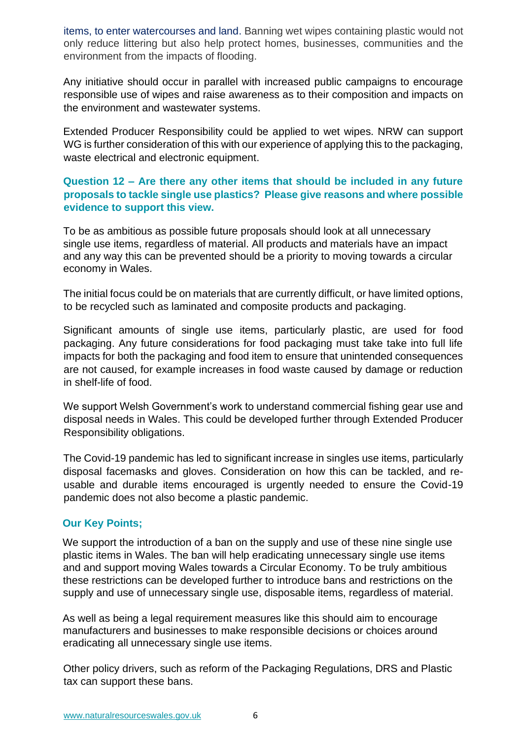items, to enter watercourses and land. Banning wet wipes containing plastic would not only reduce littering but also help protect homes, businesses, communities and the environment from the impacts of flooding.

Any initiative should occur in parallel with increased public campaigns to encourage responsible use of wipes and raise awareness as to their composition and impacts on the environment and wastewater systems.

Extended Producer Responsibility could be applied to wet wipes. NRW can support WG is further consideration of this with our experience of applying this to the packaging, waste electrical and electronic equipment.

**Question 12 – Are there any other items that should be included in any future proposals to tackle single use plastics? Please give reasons and where possible evidence to support this view.**

To be as ambitious as possible future proposals should look at all unnecessary single use items, regardless of material. All products and materials have an impact and any way this can be prevented should be a priority to moving towards a circular economy in Wales.

The initial focus could be on materials that are currently difficult, or have limited options, to be recycled such as laminated and composite products and packaging.

Significant amounts of single use items, particularly plastic, are used for food packaging. Any future considerations for food packaging must take take into full life impacts for both the packaging and food item to ensure that unintended consequences are not caused, for example increases in food waste caused by damage or reduction in shelf-life of food.

We support Welsh Government's work to understand commercial fishing gear use and disposal needs in Wales. This could be developed further through Extended Producer Responsibility obligations.

The Covid-19 pandemic has led to significant increase in singles use items, particularly disposal facemasks and gloves. Consideration on how this can be tackled, and re-usable and durable items encouraged is urgently needed to ensure the Covid-19 pandemic does not also become a plastic pandemic.

**Our Key Points;**

We support the introduction of a ban on the supply and use of these nine single use plastic items in Wales. The ban will help eradicating unnecessary single use items and and support moving Wales towards a Circular Economy. To be truly ambitious these restrictions can be developed further to introduce bans and restrictions on the supply and use of unnecessary single use, disposable items, regardless of material.

As well as being a legal requirement measures like this should aim to encourage manufacturers and businesses to make responsible decisions or choices around eradicating all unnecessary single use items.

Other policy drivers, such as reform of the Packaging Regulations, DRS and Plastic tax can support these bans.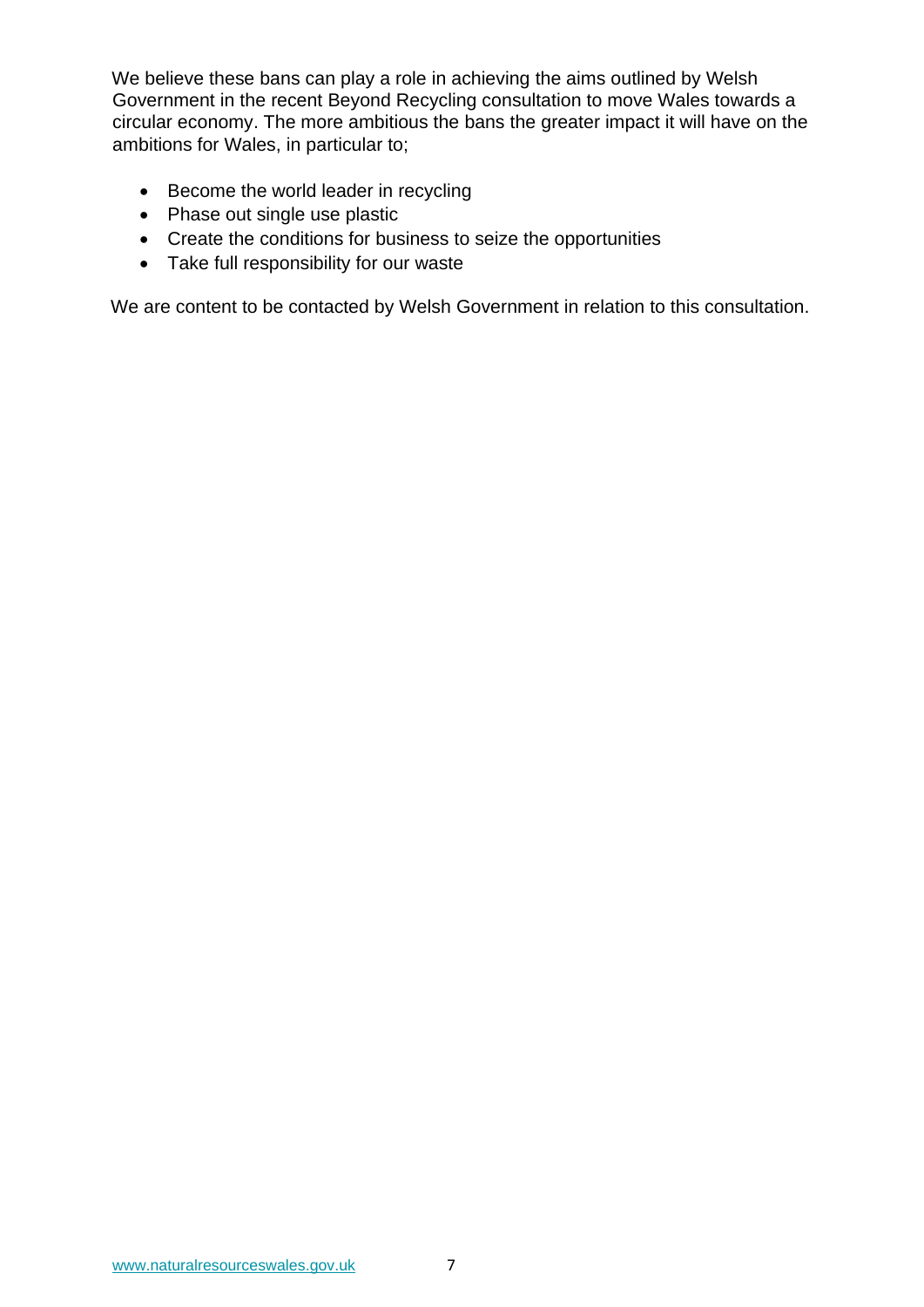We believe these bans can play a role in achieving the aims outlined by Welsh Government in the recent Beyond Recycling consultation to move Wales towards a circular economy. The more ambitious the bans the greater impact it will have on the ambitions for Wales, in particular to;

- Become the world leader in recycling
- Phase out single use plastic
- Create the conditions for business to seize the opportunities
- Take full responsibility for our waste

We are content to be contacted by Welsh Government in relation to this consultation.